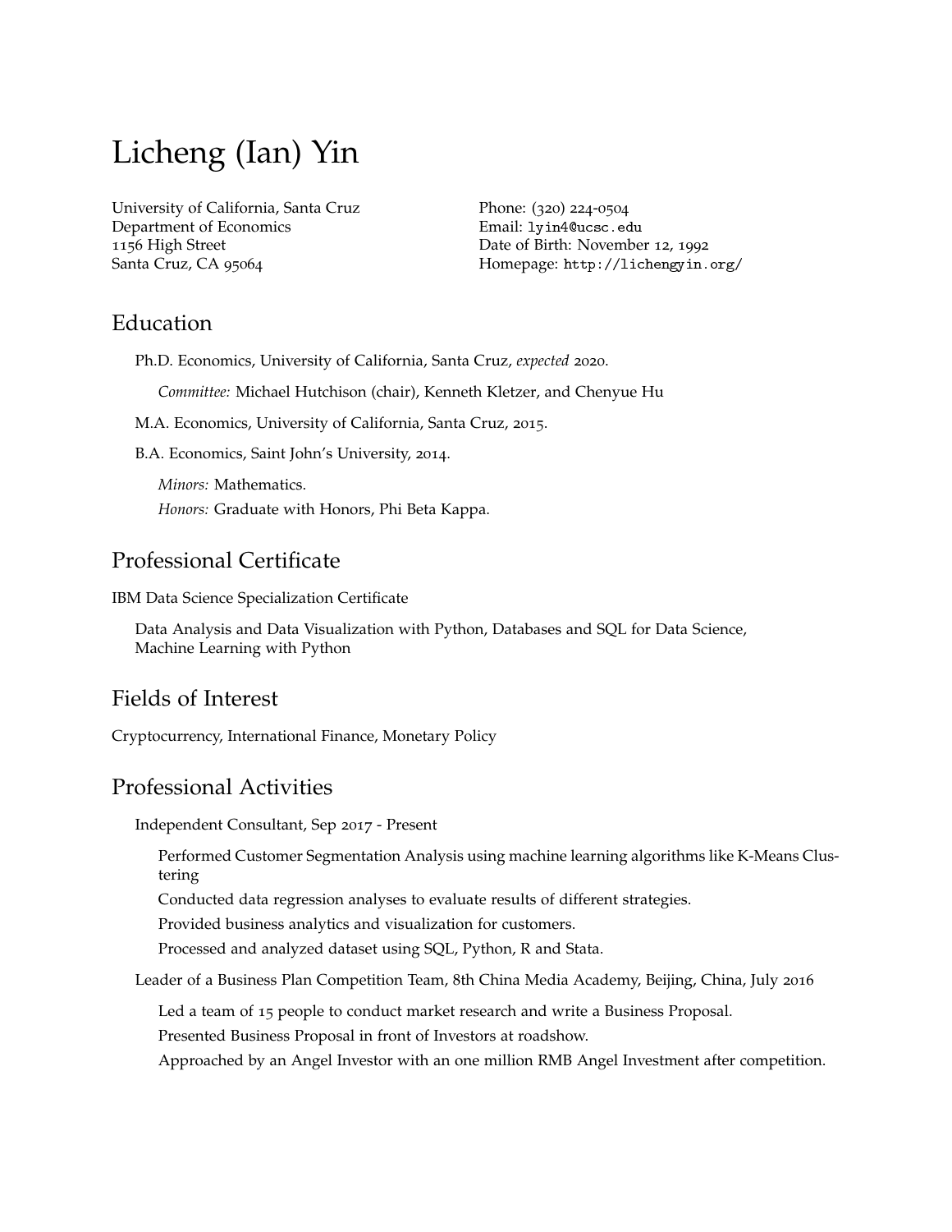# Licheng (Ian) Yin

University of California, Santa Cruz
Department of Economics
1156 High Street
Santa Cruz, CA 95064

Phone: (320) 224-0504
Email: `lyin4@ucsc.edu`
Date of Birth: November 12, 1992
Homepage: `http://lichengyin.org/`

## Education

Ph.D. Economics, University of California, Santa Cruz, *expected* 2020.

*Committee:* Michael Hutchison (chair), Kenneth Kletzer, and Chenyue Hu

M.A. Economics, University of California, Santa Cruz, 2015.

B.A. Economics, Saint John's University, 2014.

*Minors:* Mathematics.

*Honors:* Graduate with Honors, Phi Beta Kappa.

## Professional Certificate

IBM Data Science Specialization Certificate

Data Analysis and Data Visualization with Python, Databases and SQL for Data Science, Machine Learning with Python

## Fields of Interest

Cryptocurrency, International Finance, Monetary Policy

## Professional Activities

Independent Consultant, Sep 2017 - Present

Performed Customer Segmentation Analysis using machine learning algorithms like K-Means Clustering

Conducted data regression analyses to evaluate results of different strategies.

Provided business analytics and visualization for customers.

Processed and analyzed dataset using SQL, Python, R and Stata.

Leader of a Business Plan Competition Team, 8th China Media Academy, Beijing, China, July 2016

Led a team of 15 people to conduct market research and write a Business Proposal.

Presented Business Proposal in front of Investors at roadshow.

Approached by an Angel Investor with an one million RMB Angel Investment after competition.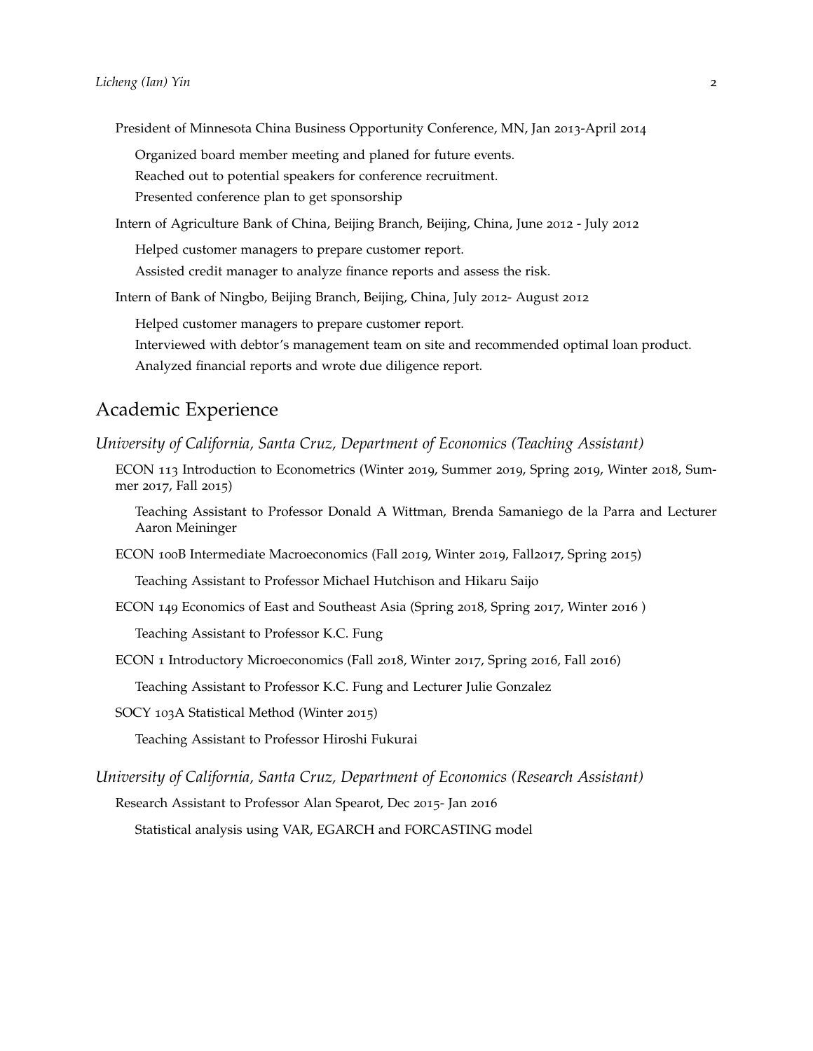President of Minnesota China Business Opportunity Conference, MN, Jan 2013-April 2014

Organized board member meeting and planed for future events.

Reached out to potential speakers for conference recruitment.

Presented conference plan to get sponsorship

Intern of Agriculture Bank of China, Beijing Branch, Beijing, China, June 2012 - July 2012

Helped customer managers to prepare customer report.

Assisted credit manager to analyze finance reports and assess the risk.

Intern of Bank of Ningbo, Beijing Branch, Beijing, China, July 2012- August 2012

Helped customer managers to prepare customer report.

Interviewed with debtor's management team on site and recommended optimal loan product.

Analyzed financial reports and wrote due diligence report.

## Academic Experience

*University of California, Santa Cruz, Department of Economics (Teaching Assistant)*

ECON 113 Introduction to Econometrics (Winter 2019, Summer 2019, Spring 2019, Winter 2018, Summer 2017, Fall 2015)

Teaching Assistant to Professor Donald A Wittman, Brenda Samaniego de la Parra and Lecturer Aaron Meininger

ECON 100B Intermediate Macroeconomics (Fall 2019, Winter 2019, Fall2017, Spring 2015)

Teaching Assistant to Professor Michael Hutchison and Hikaru Saijo

ECON 149 Economics of East and Southeast Asia (Spring 2018, Spring 2017, Winter 2016 )

Teaching Assistant to Professor K.C. Fung

ECON 1 Introductory Microeconomics (Fall 2018, Winter 2017, Spring 2016, Fall 2016)

Teaching Assistant to Professor K.C. Fung and Lecturer Julie Gonzalez

SOCY 103A Statistical Method (Winter 2015)

Teaching Assistant to Professor Hiroshi Fukurai

*University of California, Santa Cruz, Department of Economics (Research Assistant)*

Research Assistant to Professor Alan Spearot, Dec 2015- Jan 2016

Statistical analysis using VAR, EGARCH and FORCASTING model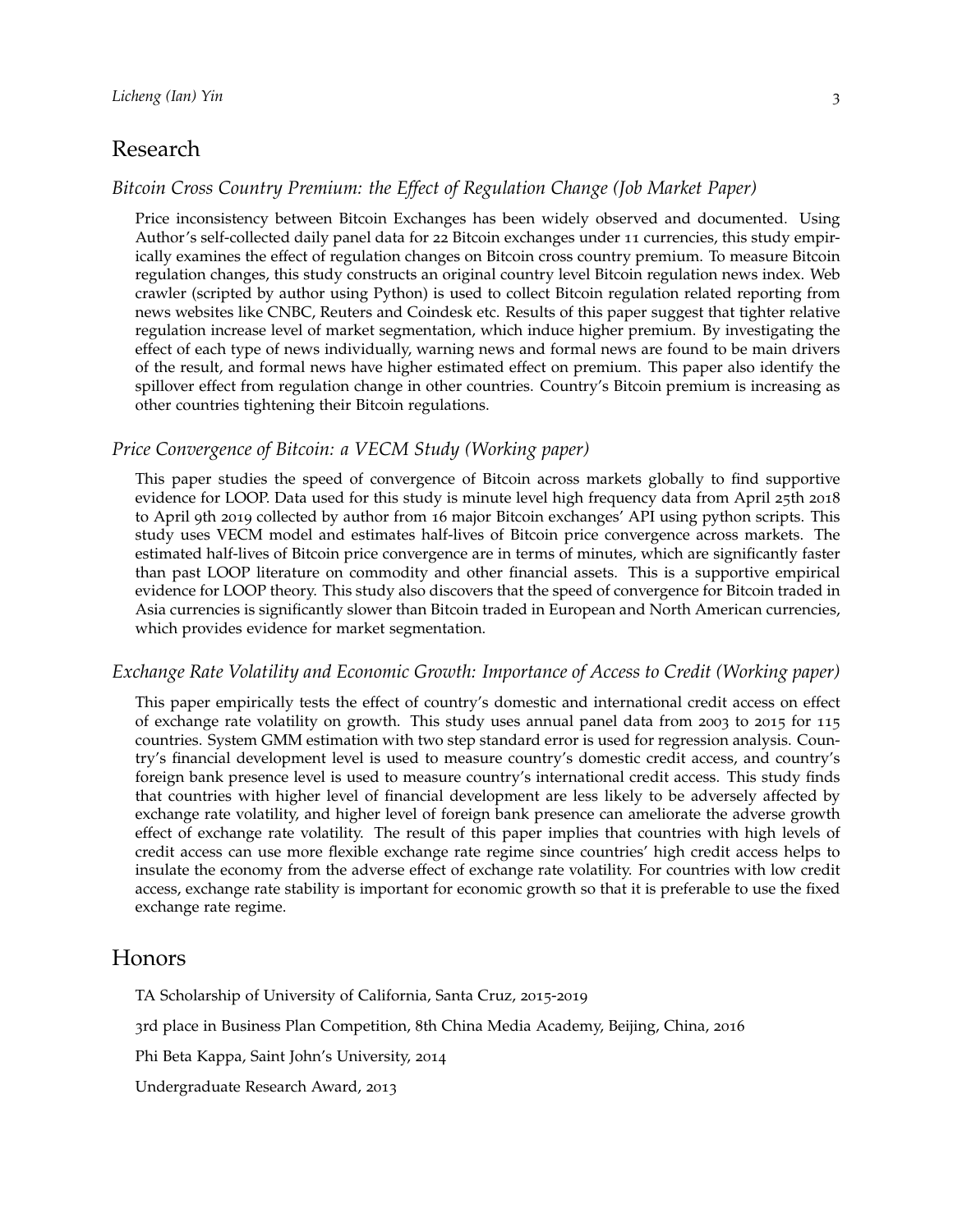## Research

### *Bitcoin Cross Country Premium: the Effect of Regulation Change (Job Market Paper)*

Price inconsistency between Bitcoin Exchanges has been widely observed and documented. Using Author's self-collected daily panel data for 22 Bitcoin exchanges under 11 currencies, this study empirically examines the effect of regulation changes on Bitcoin cross country premium. To measure Bitcoin regulation changes, this study constructs an original country level Bitcoin regulation news index. Web crawler (scripted by author using Python) is used to collect Bitcoin regulation related reporting from news websites like CNBC, Reuters and Coindesk etc. Results of this paper suggest that tighter relative regulation increase level of market segmentation, which induce higher premium. By investigating the effect of each type of news individually, warning news and formal news are found to be main drivers of the result, and formal news have higher estimated effect on premium. This paper also identify the spillover effect from regulation change in other countries. Country's Bitcoin premium is increasing as other countries tightening their Bitcoin regulations.

### *Price Convergence of Bitcoin: a VECM Study (Working paper)*

This paper studies the speed of convergence of Bitcoin across markets globally to find supportive evidence for LOOP. Data used for this study is minute level high frequency data from April 25th 2018 to April 9th 2019 collected by author from 16 major Bitcoin exchanges' API using python scripts. This study uses VECM model and estimates half-lives of Bitcoin price convergence across markets. The estimated half-lives of Bitcoin price convergence are in terms of minutes, which are significantly faster than past LOOP literature on commodity and other financial assets. This is a supportive empirical evidence for LOOP theory. This study also discovers that the speed of convergence for Bitcoin traded in Asia currencies is significantly slower than Bitcoin traded in European and North American currencies, which provides evidence for market segmentation.

### *Exchange Rate Volatility and Economic Growth: Importance of Access to Credit (Working paper)*

This paper empirically tests the effect of country's domestic and international credit access on effect of exchange rate volatility on growth. This study uses annual panel data from 2003 to 2015 for 115 countries. System GMM estimation with two step standard error is used for regression analysis. Country's financial development level is used to measure country's domestic credit access, and country's foreign bank presence level is used to measure country's international credit access. This study finds that countries with higher level of financial development are less likely to be adversely affected by exchange rate volatility, and higher level of foreign bank presence can ameliorate the adverse growth effect of exchange rate volatility. The result of this paper implies that countries with high levels of credit access can use more flexible exchange rate regime since countries' high credit access helps to insulate the economy from the adverse effect of exchange rate volatility. For countries with low credit access, exchange rate stability is important for economic growth so that it is preferable to use the fixed exchange rate regime.

## Honors

TA Scholarship of University of California, Santa Cruz, 2015-2019

3rd place in Business Plan Competition, 8th China Media Academy, Beijing, China, 2016

Phi Beta Kappa, Saint John's University, 2014

Undergraduate Research Award, 2013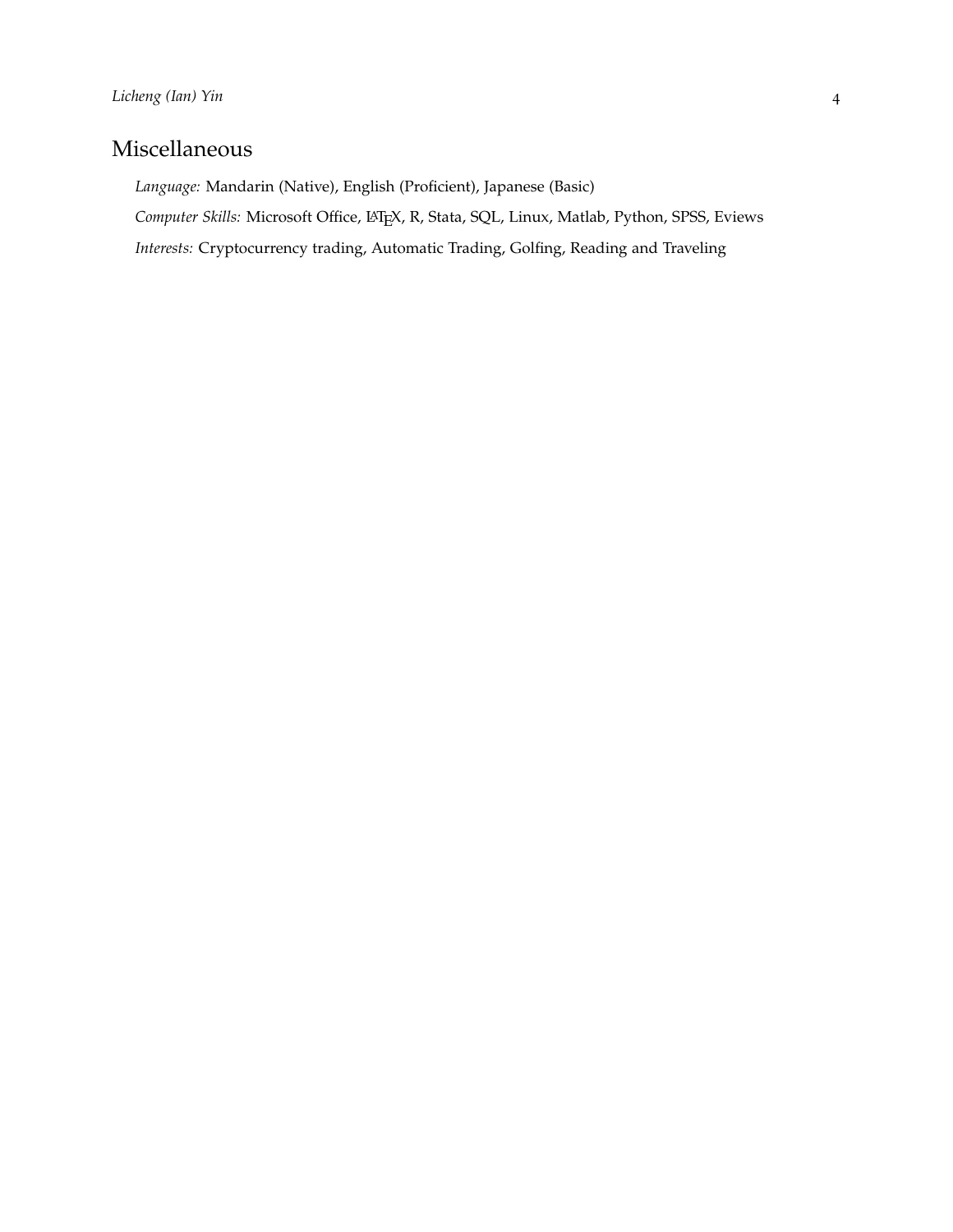## Miscellaneous

*Language:* Mandarin (Native), English (Proficient), Japanese (Basic)

*Computer Skills:* Microsoft Office, LaTeX, R, Stata, SQL, Linux, Matlab, Python, SPSS, Eviews

*Interests:* Cryptocurrency trading, Automatic Trading, Golfing, Reading and Traveling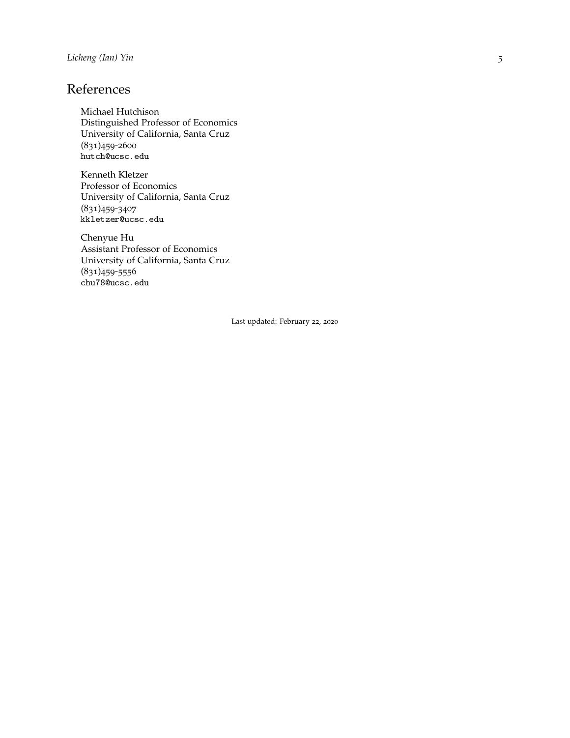## References

Michael Hutchison
Distinguished Professor of Economics
University of California, Santa Cruz
(831)459-2600
hutch@ucsc.edu

Kenneth Kletzer
Professor of Economics
University of California, Santa Cruz
(831)459-3407
kkletzer@ucsc.edu

Chenyue Hu
Assistant Professor of Economics
University of California, Santa Cruz
(831)459-5556
chu78@ucsc.edu

Last updated: February 22, 2020